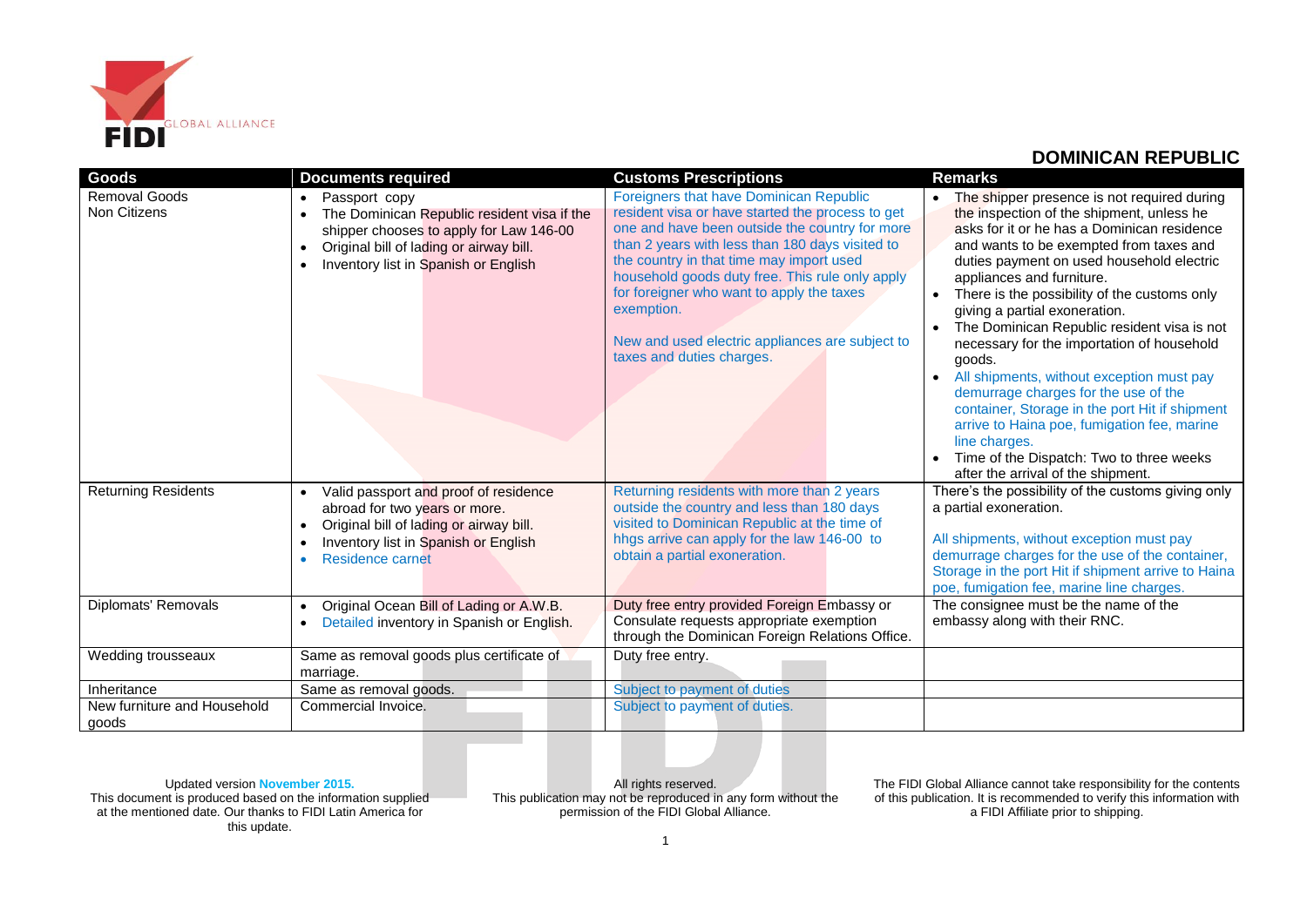# DOMINICAN REPUBLIC

| Goods | Documents required | Customs Prescriptions | Remarks |
|---|---|---|---|
| Removal Goods<br>Non Citizens | • Passport copy<br>• The Dominican Republic resident visa if the shipper chooses to apply for Law 146-00<br>• Original bill of lading or airway bill.<br>• Inventory list in Spanish or English | Foreigners that have Dominican Republic resident visa or have started the process to get one and have been outside the country for more than 2 years with less than 180 days visited to the country in that time may import used household goods duty free. This rule only apply for foreigner who want to apply the taxes exemption.<br><br>New and used electric appliances are subject to taxes and duties charges. | • The shipper presence is not required during the inspection of the shipment, unless he asks for it or he has a Dominican residence and wants to be exempted from taxes and duties payment on used household electric appliances and furniture.<br>• There is the possibility of the customs only giving a partial exoneration.<br>• The Dominican Republic resident visa is not necessary for the importation of household goods.<br>• All shipments, without exception must pay demurrage charges for the use of the container, Storage in the port Hit if shipment arrive to Haina poe, fumigation fee, marine line charges.<br>• Time of the Dispatch: Two to three weeks after the arrival of the shipment. |
| Returning Residents | • Valid passport and proof of residence abroad for two years or more.<br>• Original bill of lading or airway bill.<br>• Inventory list in Spanish or English<br>• Residence carnet | Returning residents with more than 2 years outside the country and less than 180 days visited to Dominican Republic at the time of hhgs arrive can apply for the law 146-00 to obtain a partial exoneration. | There's the possibility of the customs giving only a partial exoneration.<br><br>All shipments, without exception must pay demurrage charges for the use of the container, Storage in the port Hit if shipment arrive to Haina poe, fumigation fee, marine line charges. |
| Diplomats' Removals | • Original Ocean Bill of Lading or A.W.B.<br>• Detailed inventory in Spanish or English. | Duty free entry provided Foreign Embassy or Consulate requests appropriate exemption through the Dominican Foreign Relations Office. | The consignee must be the name of the embassy along with their RNC. |
| Wedding trousseaux | Same as removal goods plus certificate of marriage. | Duty free entry. | |
| Inheritance | Same as removal goods. | Subject to payment of duties | |
| New furniture and Household goods | Commercial Invoice. | Subject to payment of duties. | |

Updated version **November 2015.**
This document is produced based on the information supplied at the mentioned date. Our thanks to FIDI Latin America for this update.

All rights reserved.
This publication may not be reproduced in any form without the permission of the FIDI Global Alliance.

The FIDI Global Alliance cannot take responsibility for the contents of this publication. It is recommended to verify this information with a FIDI Affiliate prior to shipping.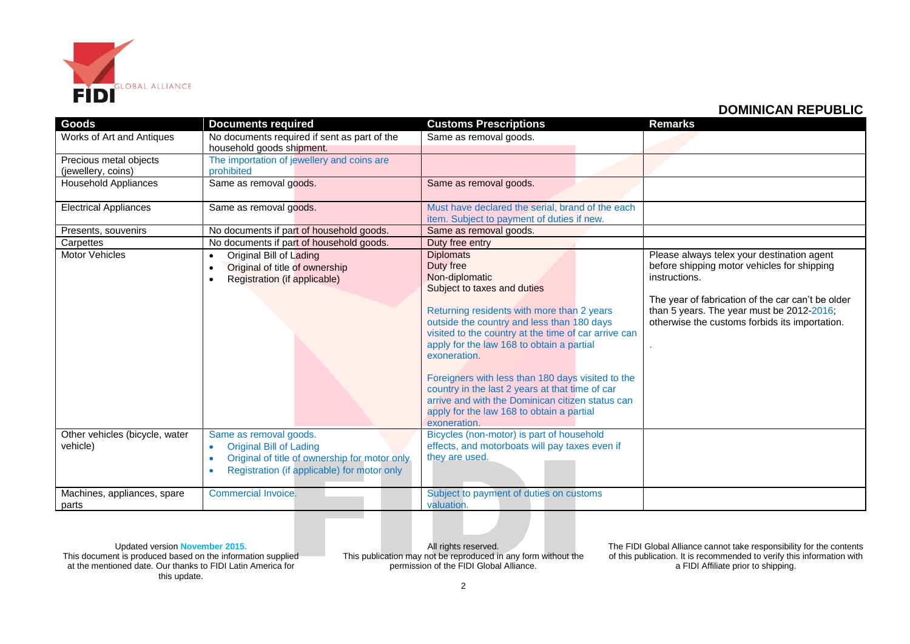## DOMINICAN REPUBLIC

| Goods | Documents required | Customs Prescriptions | Remarks |
| --- | --- | --- | --- |
| Works of Art and Antiques | No documents required if sent as part of the household goods shipment. | Same as removal goods. | |
| Precious metal objects (jewellery, coins) | The importation of jewellery and coins are prohibited | | |
| Household Appliances | Same as removal goods. | Same as removal goods. | |
| Electrical Appliances | Same as removal goods. | Must have declared the serial, brand of the each item. Subject to payment of duties if new. | |
| Presents, souvenirs | No documents if part of household goods. | Same as removal goods. | |
| Carpettes | No documents if part of household goods. | Duty free entry | |
| Motor Vehicles | • Original Bill of Lading<br>• Original of title of ownership<br>• Registration (if applicable) | Diplomats<br>Duty free<br>Non-diplomatic<br>Subject to taxes and duties<br><br>Returning residents with more than 2 years outside the country and less than 180 days visited to the country at the time of car arrive can apply for the law 168 to obtain a partial exoneration.<br><br>Foreigners with less than 180 days visited to the country in the last 2 years at that time of car arrive and with the Dominican citizen status can apply for the law 168 to obtain a partial exoneration. | Please always telex your destination agent before shipping motor vehicles for shipping instructions.<br><br>The year of fabrication of the car can't be older than 5 years. The year must be 2012-2016; otherwise the customs forbids its importation.<br><br>. |
| Other vehicles (bicycle, water vehicle) | Same as removal goods.<br>• Original Bill of Lading<br>• Original of title of ownership for motor only<br>• Registration (if applicable) for motor only | Bicycles (non-motor) is part of household effects, and motorboats will pay taxes even if they are used. | |
| Machines, appliances, spare parts | Commercial Invoice. | Subject to payment of duties on customs valuation. | |

Updated version November 2015.
This document is produced based on the information supplied at the mentioned date. Our thanks to FIDI Latin America for this update.

All rights reserved.
This publication may not be reproduced in any form without the permission of the FIDI Global Alliance.

The FIDI Global Alliance cannot take responsibility for the contents of this publication. It is recommended to verify this information with a FIDI Affiliate prior to shipping.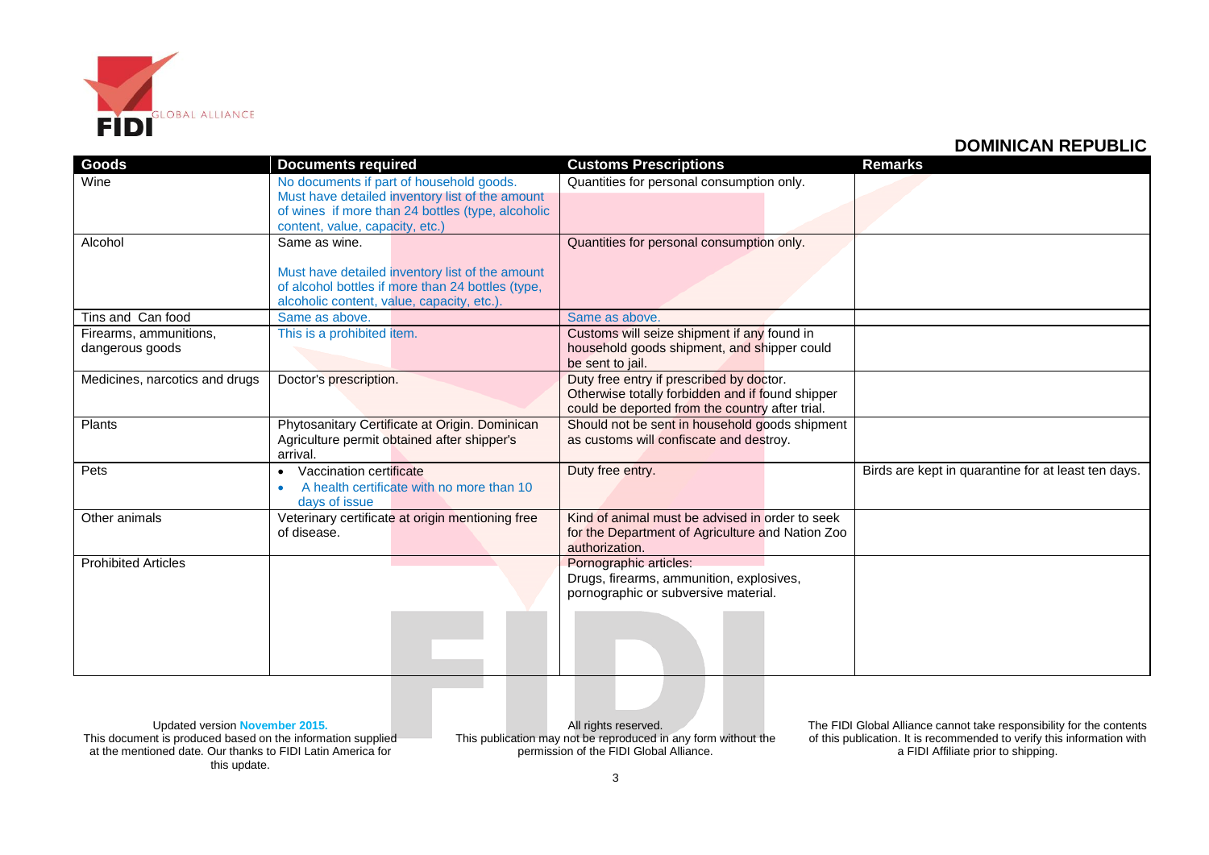## DOMINICAN REPUBLIC

| Goods | Documents required | Customs Prescriptions | Remarks |
|---|---|---|---|
| Wine | No documents if part of household goods. Must have detailed inventory list of the amount of wines if more than 24 bottles (type, alcoholic content, value, capacity, etc.) | Quantities for personal consumption only. | |
| Alcohol | Same as wine.<br><br>Must have detailed inventory list of the amount of alcohol bottles if more than 24 bottles (type, alcoholic content, value, capacity, etc.). | Quantities for personal consumption only. | |
| Tins and Can food | Same as above. | Same as above. | |
| Firearms, ammunitions, dangerous goods | This is a prohibited item. | Customs will seize shipment if any found in household goods shipment, and shipper could be sent to jail. | |
| Medicines, narcotics and drugs | Doctor's prescription. | Duty free entry if prescribed by doctor. Otherwise totally forbidden and if found shipper could be deported from the country after trial. | |
| Plants | Phytosanitary Certificate at Origin. Dominican Agriculture permit obtained after shipper's arrival. | Should not be sent in household goods shipment as customs will confiscate and destroy. | |
| Pets | • Vaccination certificate<br>• A health certificate with no more than 10 days of issue | Duty free entry. | Birds are kept in quarantine for at least ten days. |
| Other animals | Veterinary certificate at origin mentioning free of disease. | Kind of animal must be advised in order to seek for the Department of Agriculture and Nation Zoo authorization. | |
| Prohibited Articles | | Pornographic articles:<br>Drugs, firearms, ammunition, explosives, pornographic or subversive material. | |

Updated version November 2015.
This document is produced based on the information supplied at the mentioned date. Our thanks to FIDI Latin America for this update.

All rights reserved.
This publication may not be reproduced in any form without the permission of the FIDI Global Alliance.

The FIDI Global Alliance cannot take responsibility for the contents of this publication. It is recommended to verify this information with a FIDI Affiliate prior to shipping.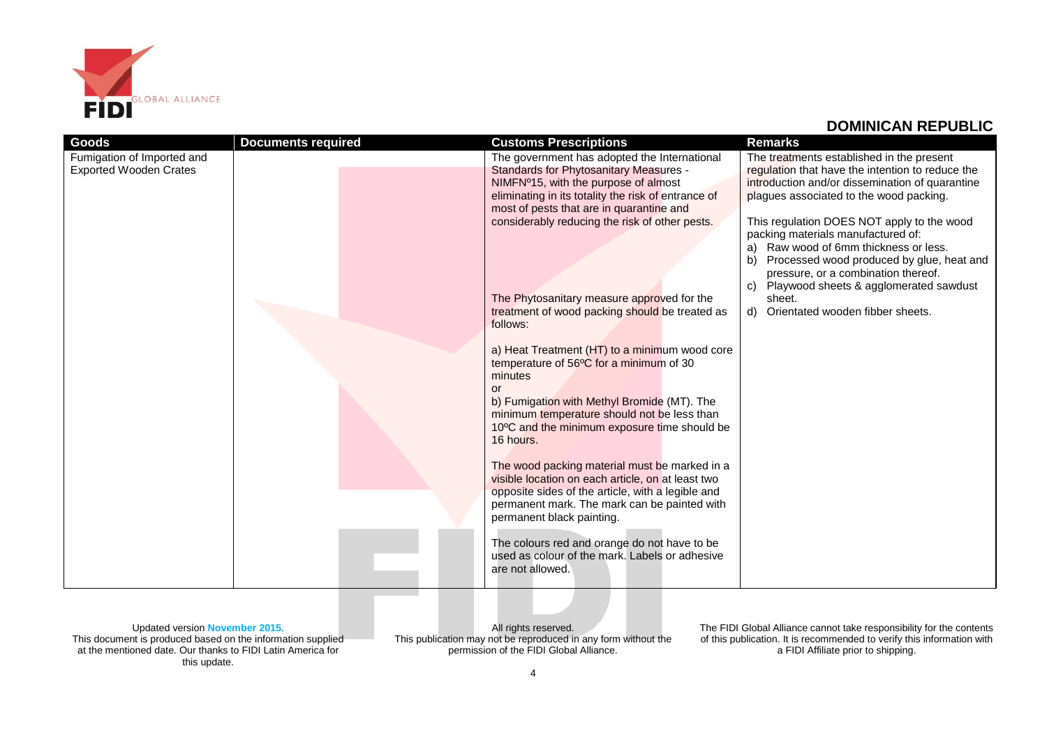## DOMINICAN REPUBLIC

| Goods | Documents required | Customs Prescriptions | Remarks |
|---|---|---|---|
| Fumigation of Imported and Exported Wooden Crates | | The government has adopted the International Standards for Phytosanitary Measures - NIMFNº15, with the purpose of almost eliminating in its totality the risk of entrance of most of pests that are in quarantine and considerably reducing the risk of other pests.<br><br>The Phytosanitary measure approved for the treatment of wood packing should be treated as follows:<br><br>a) Heat Treatment (HT) to a minimum wood core temperature of 56ºC for a minimum of 30 minutes<br>or<br>b) Fumigation with Methyl Bromide (MT). The minimum temperature should not be less than 10ºC and the minimum exposure time should be 16 hours.<br><br>The wood packing material must be marked in a visible location on each article, on at least two opposite sides of the article, with a legible and permanent mark. The mark can be painted with permanent black painting.<br><br>The colours red and orange do not have to be used as colour of the mark. Labels or adhesive are not allowed. | The treatments established in the present regulation that have the intention to reduce the introduction and/or dissemination of quarantine plagues associated to the wood packing.<br><br>This regulation DOES NOT apply to the wood packing materials manufactured of:<br>a) Raw wood of 6mm thickness or less.<br>b) Processed wood produced by glue, heat and pressure, or a combination thereof.<br>c) Playwood sheets & agglomerated sawdust sheet.<br>d) Orientated wooden fibber sheets. |

Updated version **November 2015.**
This document is produced based on the information supplied at the mentioned date. Our thanks to FIDI Latin America for this update.

All rights reserved.
This publication may not be reproduced in any form without the permission of the FIDI Global Alliance.

The FIDI Global Alliance cannot take responsibility for the contents of this publication. It is recommended to verify this information with a FIDI Affiliate prior to shipping.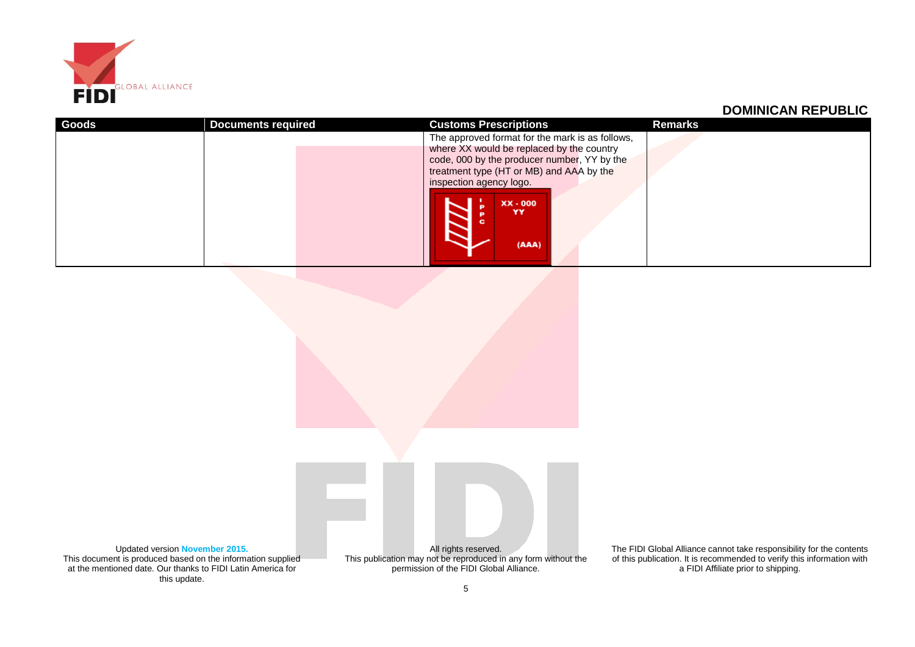## DOMINICAN REPUBLIC

| Goods | Documents required | Customs Prescriptions | Remarks |
|---|---|---|---|
| | | The approved format for the mark is as follows, where XX would be replaced by the country code, 000 by the producer number, YY by the treatment type (HT or MB) and AAA by the inspection agency logo. IPPC XX - 000 YY (AAA) | |

Updated version **November 2015.**
This document is produced based on the information supplied at the mentioned date. Our thanks to FIDI Latin America for this update.

All rights reserved.
This publication may not be reproduced in any form without the permission of the FIDI Global Alliance.

The FIDI Global Alliance cannot take responsibility for the contents of this publication. It is recommended to verify this information with a FIDI Affiliate prior to shipping.